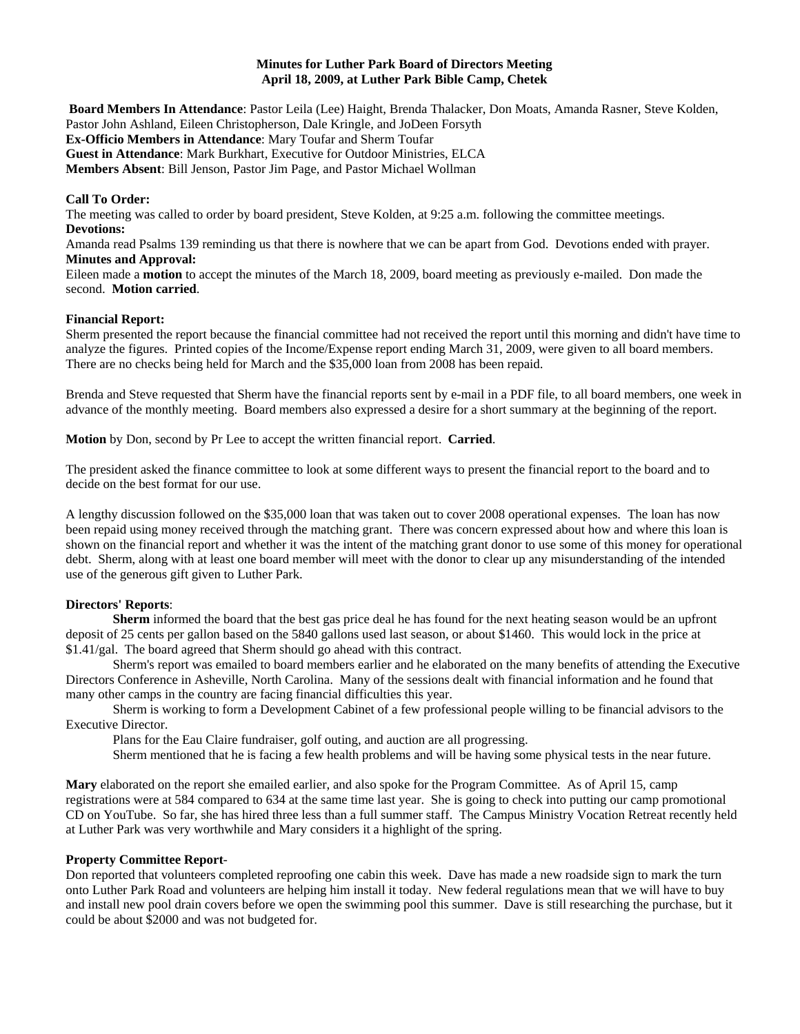**Minutes for Luther Park Board of Directors Meeting**
**April 18, 2009, at Luther Park Bible Camp, Chetek**

**Board Members In Attendance**: Pastor Leila (Lee) Haight, Brenda Thalacker, Don Moats, Amanda Rasner, Steve Kolden, Pastor John Ashland, Eileen Christopherson, Dale Kringle, and JoDeen Forsyth
**Ex-Officio Members in Attendance**: Mary Toufar and Sherm Toufar
**Guest in Attendance**: Mark Burkhart, Executive for Outdoor Ministries, ELCA
**Members Absent**: Bill Jenson, Pastor Jim Page, and Pastor Michael Wollman

**Call To Order:**
The meeting was called to order by board president, Steve Kolden, at 9:25 a.m. following the committee meetings.
**Devotions:**
Amanda read Psalms 139 reminding us that there is nowhere that we can be apart from God. Devotions ended with prayer.
**Minutes and Approval:**
Eileen made a **motion** to accept the minutes of the March 18, 2009, board meeting as previously e-mailed. Don made the second. **Motion carried**.

**Financial Report:**
Sherm presented the report because the financial committee had not received the report until this morning and didn't have time to analyze the figures. Printed copies of the Income/Expense report ending March 31, 2009, were given to all board members. There are no checks being held for March and the $35,000 loan from 2008 has been repaid.

Brenda and Steve requested that Sherm have the financial reports sent by e-mail in a PDF file, to all board members, one week in advance of the monthly meeting. Board members also expressed a desire for a short summary at the beginning of the report.

**Motion** by Don, second by Pr Lee to accept the written financial report. **Carried**.

The president asked the finance committee to look at some different ways to present the financial report to the board and to decide on the best format for our use.

A lengthy discussion followed on the $35,000 loan that was taken out to cover 2008 operational expenses. The loan has now been repaid using money received through the matching grant. There was concern expressed about how and where this loan is shown on the financial report and whether it was the intent of the matching grant donor to use some of this money for operational debt. Sherm, along with at least one board member will meet with the donor to clear up any misunderstanding of the intended use of the generous gift given to Luther Park.

**Directors' Reports**:

**Sherm** informed the board that the best gas price deal he has found for the next heating season would be an upfront deposit of 25 cents per gallon based on the 5840 gallons used last season, or about $1460. This would lock in the price at $1.41/gal. The board agreed that Sherm should go ahead with this contract.

Sherm's report was emailed to board members earlier and he elaborated on the many benefits of attending the Executive Directors Conference in Asheville, North Carolina. Many of the sessions dealt with financial information and he found that many other camps in the country are facing financial difficulties this year.

Sherm is working to form a Development Cabinet of a few professional people willing to be financial advisors to the Executive Director.

Plans for the Eau Claire fundraiser, golf outing, and auction are all progressing.

Sherm mentioned that he is facing a few health problems and will be having some physical tests in the near future.

**Mary** elaborated on the report she emailed earlier, and also spoke for the Program Committee. As of April 15, camp registrations were at 584 compared to 634 at the same time last year. She is going to check into putting our camp promotional CD on YouTube. So far, she has hired three less than a full summer staff. The Campus Ministry Vocation Retreat recently held at Luther Park was very worthwhile and Mary considers it a highlight of the spring.

**Property Committee Report**-
Don reported that volunteers completed reproofing one cabin this week. Dave has made a new roadside sign to mark the turn onto Luther Park Road and volunteers are helping him install it today. New federal regulations mean that we will have to buy and install new pool drain covers before we open the swimming pool this summer. Dave is still researching the purchase, but it could be about $2000 and was not budgeted for.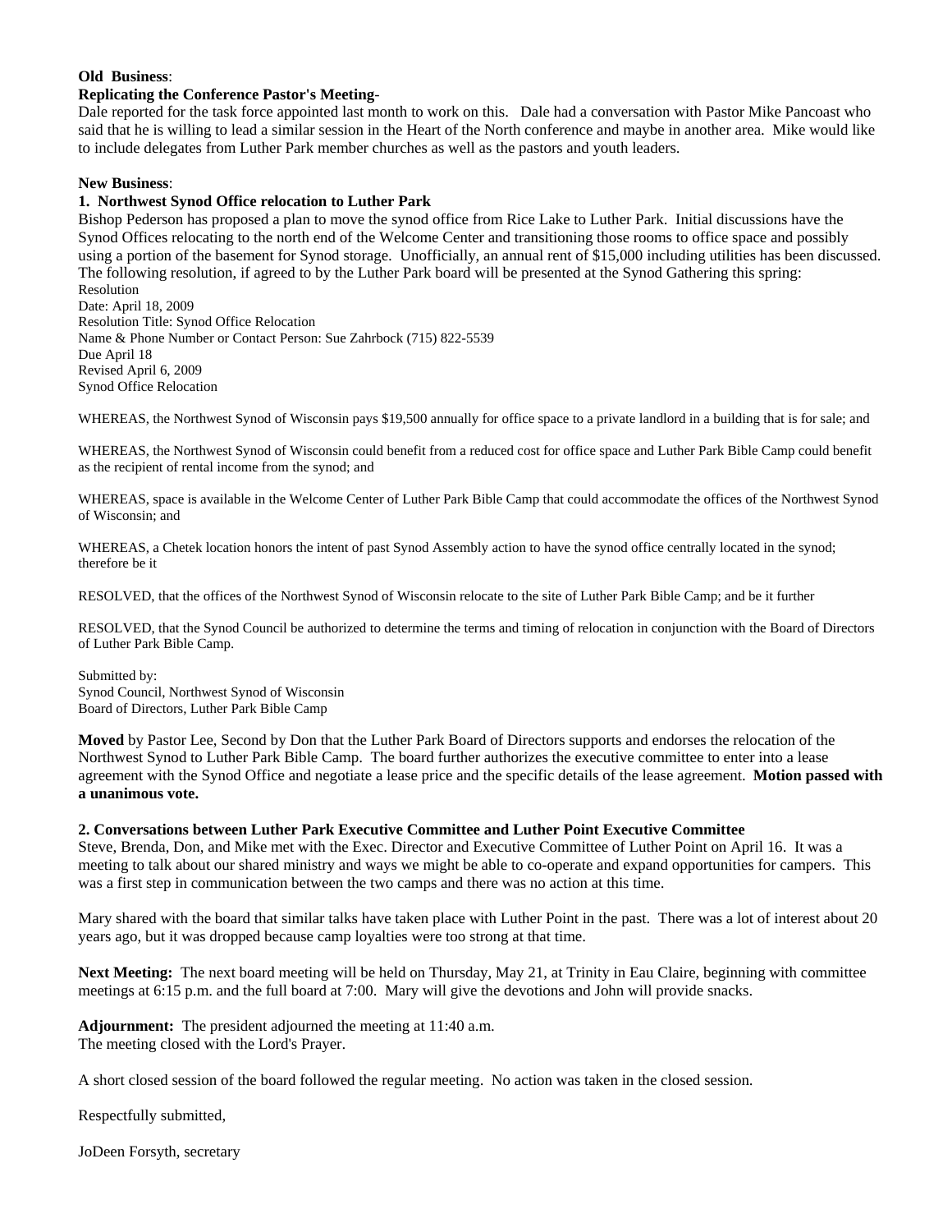**Old Business**:

**Replicating the Conference Pastor's Meeting**-

Dale reported for the task force appointed last month to work on this. Dale had a conversation with Pastor Mike Pancoast who said that he is willing to lead a similar session in the Heart of the North conference and maybe in another area. Mike would like to include delegates from Luther Park member churches as well as the pastors and youth leaders.

**New Business**:

**1. Northwest Synod Office relocation to Luther Park**

Bishop Pederson has proposed a plan to move the synod office from Rice Lake to Luther Park. Initial discussions have the Synod Offices relocating to the north end of the Welcome Center and transitioning those rooms to office space and possibly using a portion of the basement for Synod storage. Unofficially, an annual rent of $15,000 including utilities has been discussed. The following resolution, if agreed to by the Luther Park board will be presented at the Synod Gathering this spring:

Resolution
Date: April 18, 2009
Resolution Title: Synod Office Relocation
Name & Phone Number or Contact Person: Sue Zahrbock (715) 822-5539
Due April 18
Revised April 6, 2009
Synod Office Relocation

WHEREAS, the Northwest Synod of Wisconsin pays $19,500 annually for office space to a private landlord in a building that is for sale; and

WHEREAS, the Northwest Synod of Wisconsin could benefit from a reduced cost for office space and Luther Park Bible Camp could benefit as the recipient of rental income from the synod; and

WHEREAS, space is available in the Welcome Center of Luther Park Bible Camp that could accommodate the offices of the Northwest Synod of Wisconsin; and

WHEREAS, a Chetek location honors the intent of past Synod Assembly action to have the synod office centrally located in the synod; therefore be it

RESOLVED, that the offices of the Northwest Synod of Wisconsin relocate to the site of Luther Park Bible Camp; and be it further

RESOLVED, that the Synod Council be authorized to determine the terms and timing of relocation in conjunction with the Board of Directors of Luther Park Bible Camp.

Submitted by:
Synod Council, Northwest Synod of Wisconsin
Board of Directors, Luther Park Bible Camp

**Moved** by Pastor Lee, Second by Don that the Luther Park Board of Directors supports and endorses the relocation of the Northwest Synod to Luther Park Bible Camp. The board further authorizes the executive committee to enter into a lease agreement with the Synod Office and negotiate a lease price and the specific details of the lease agreement. **Motion passed with a unanimous vote.**

**2. Conversations between Luther Park Executive Committee and Luther Point Executive Committee**

Steve, Brenda, Don, and Mike met with the Exec. Director and Executive Committee of Luther Point on April 16. It was a meeting to talk about our shared ministry and ways we might be able to co-operate and expand opportunities for campers. This was a first step in communication between the two camps and there was no action at this time.

Mary shared with the board that similar talks have taken place with Luther Point in the past. There was a lot of interest about 20 years ago, but it was dropped because camp loyalties were too strong at that time.

**Next Meeting:** The next board meeting will be held on Thursday, May 21, at Trinity in Eau Claire, beginning with committee meetings at 6:15 p.m. and the full board at 7:00. Mary will give the devotions and John will provide snacks.

**Adjournment:** The president adjourned the meeting at 11:40 a.m.
The meeting closed with the Lord's Prayer.

A short closed session of the board followed the regular meeting. No action was taken in the closed session.

Respectfully submitted,

JoDeen Forsyth, secretary